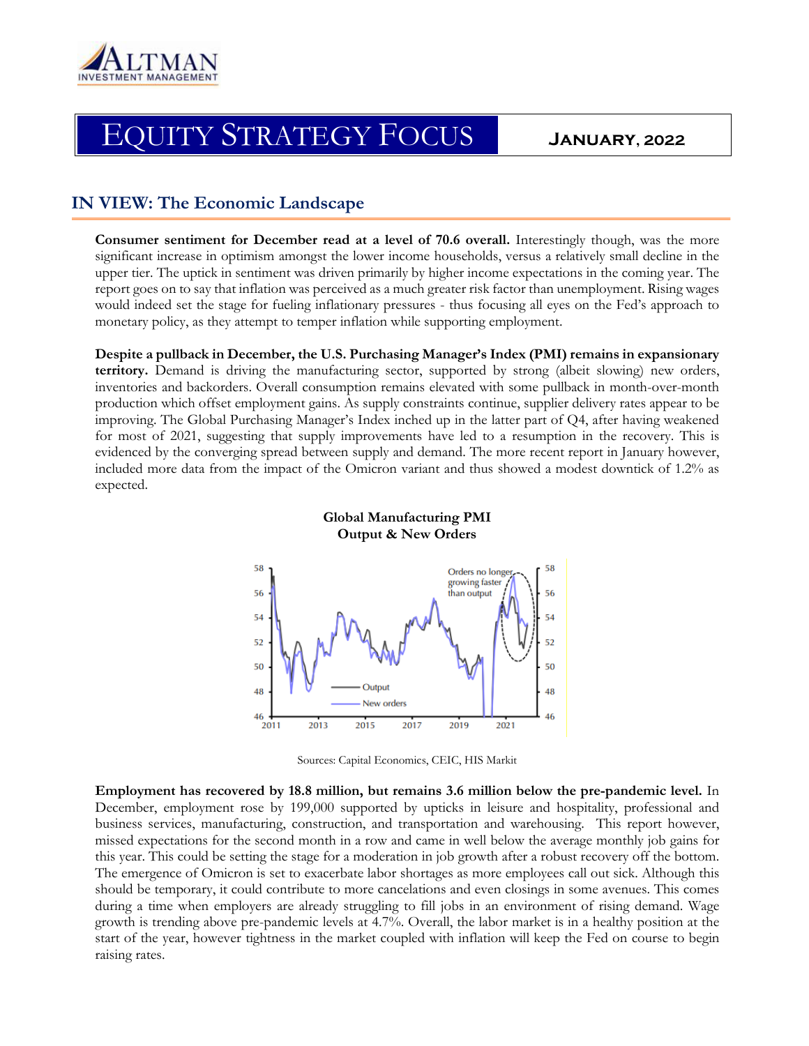# EQUITY STRATEGY FOCUS

**JANUARY, 2022**

## IN VIEW: The Economic Landscape

**Consumer sentiment for December read at a level of 70.6 overall.** Interestingly though, was the more significant increase in optimism amongst the lower income households, versus a relatively small decline in the upper tier. The uptick in sentiment was driven primarily by higher income expectations in the coming year. The report goes on to say that inflation was perceived as a much greater risk factor than unemployment. Rising wages would indeed set the stage for fueling inflationary pressures - thus focusing all eyes on the Fed's approach to monetary policy, as they attempt to temper inflation while supporting employment.

**Despite a pullback in December, the U.S. Purchasing Manager's Index (PMI) remains in expansionary territory.** Demand is driving the manufacturing sector, supported by strong (albeit slowing) new orders, inventories and backorders. Overall consumption remains elevated with some pullback in month-over-month production which offset employment gains. As supply constraints continue, supplier delivery rates appear to be improving. The Global Purchasing Manager's Index inched up in the latter part of Q4, after having weakened for most of 2021, suggesting that supply improvements have led to a resumption in the recovery. This is evidenced by the converging spread between supply and demand. The more recent report in January however, included more data from the impact of the Omicron variant and thus showed a modest downtick of 1.2% as expected.

**Global Manufacturing PMI**
**Output & New Orders**

Sources: Capital Economics, CEIC, HIS Markit

**Employment has recovered by 18.8 million, but remains 3.6 million below the pre-pandemic level.** In December, employment rose by 199,000 supported by upticks in leisure and hospitality, professional and business services, manufacturing, construction, and transportation and warehousing. This report however, missed expectations for the second month in a row and came in well below the average monthly job gains for this year. This could be setting the stage for a moderation in job growth after a robust recovery off the bottom. The emergence of Omicron is set to exacerbate labor shortages as more employees call out sick. Although this should be temporary, it could contribute to more cancelations and even closings in some avenues. This comes during a time when employers are already struggling to fill jobs in an environment of rising demand. Wage growth is trending above pre-pandemic levels at 4.7%. Overall, the labor market is in a healthy position at the start of the year, however tightness in the market coupled with inflation will keep the Fed on course to begin raising rates.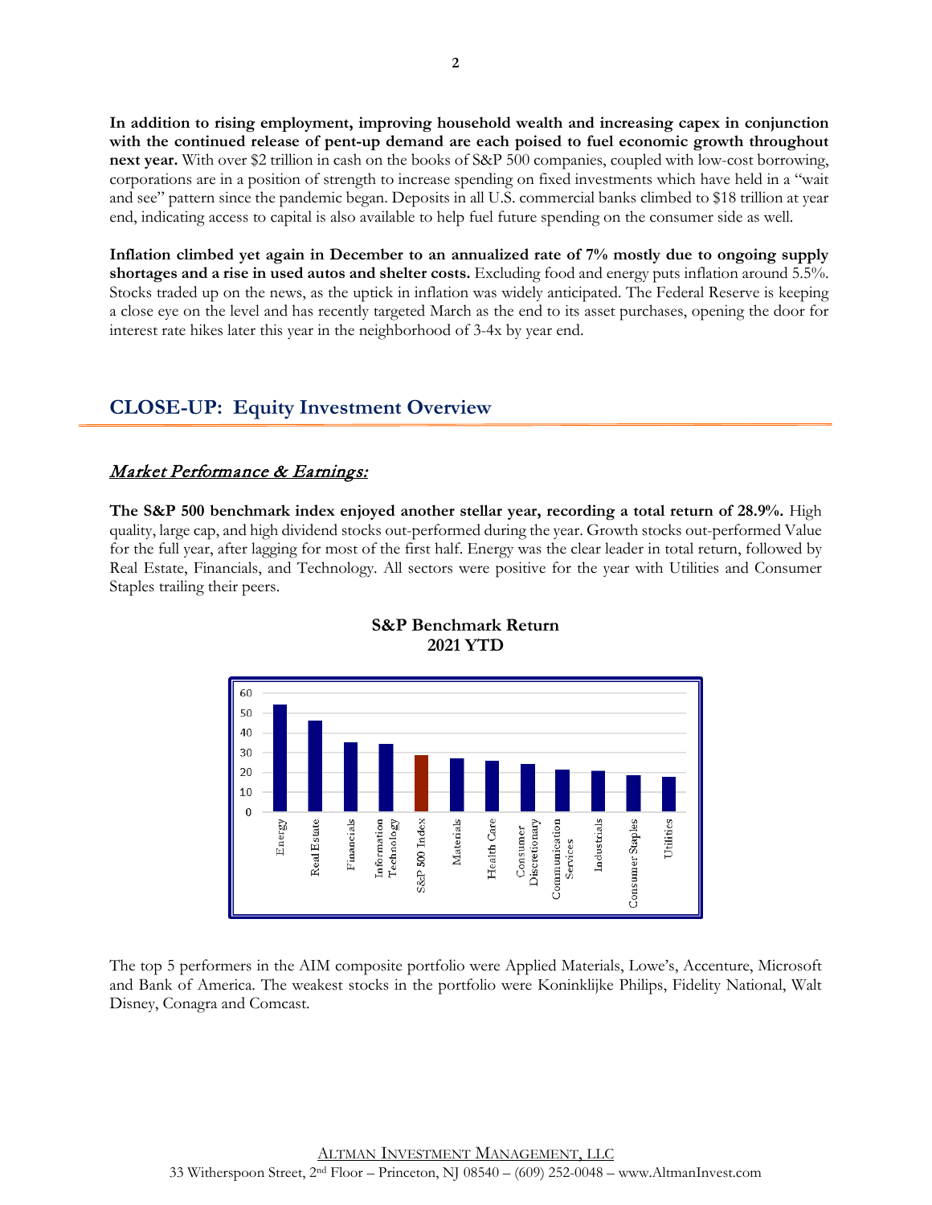**In addition to rising employment, improving household wealth and increasing capex in conjunction with the continued release of pent-up demand are each poised to fuel economic growth throughout next year.** With over $2 trillion in cash on the books of S&P 500 companies, coupled with low-cost borrowing, corporations are in a position of strength to increase spending on fixed investments which have held in a "wait and see" pattern since the pandemic began. Deposits in all U.S. commercial banks climbed to $18 trillion at year end, indicating access to capital is also available to help fuel future spending on the consumer side as well.

**Inflation climbed yet again in December to an annualized rate of 7% mostly due to ongoing supply shortages and a rise in used autos and shelter costs.** Excluding food and energy puts inflation around 5.5%. Stocks traded up on the news, as the uptick in inflation was widely anticipated. The Federal Reserve is keeping a close eye on the level and has recently targeted March as the end to its asset purchases, opening the door for interest rate hikes later this year in the neighborhood of 3-4x by year end.

## CLOSE-UP: Equity Investment Overview

### *Market Performance & Earnings:*

**The S&P 500 benchmark index enjoyed another stellar year, recording a total return of 28.9%.** High quality, large cap, and high dividend stocks out-performed during the year. Growth stocks out-performed Value for the full year, after lagging for most of the first half. Energy was the clear leader in total return, followed by Real Estate, Financials, and Technology. All sectors were positive for the year with Utilities and Consumer Staples trailing their peers.

**S&P Benchmark Return**
**2021 YTD**

The top 5 performers in the AIM composite portfolio were Applied Materials, Lowe's, Accenture, Microsoft and Bank of America. The weakest stocks in the portfolio were Koninklijke Philips, Fidelity National, Walt Disney, Conagra and Comcast.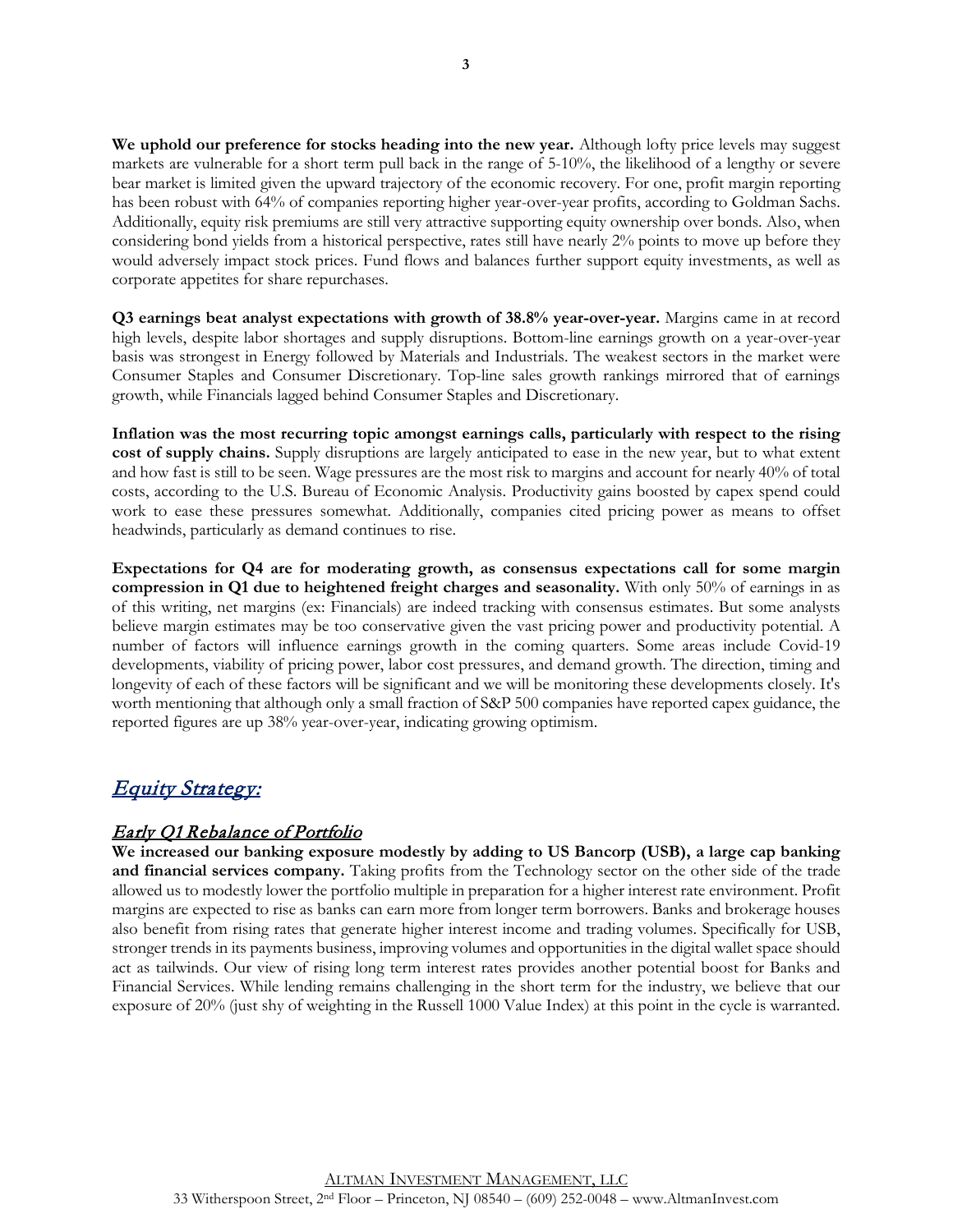**We uphold our preference for stocks heading into the new year.** Although lofty price levels may suggest markets are vulnerable for a short term pull back in the range of 5-10%, the likelihood of a lengthy or severe bear market is limited given the upward trajectory of the economic recovery. For one, profit margin reporting has been robust with 64% of companies reporting higher year-over-year profits, according to Goldman Sachs. Additionally, equity risk premiums are still very attractive supporting equity ownership over bonds. Also, when considering bond yields from a historical perspective, rates still have nearly 2% points to move up before they would adversely impact stock prices. Fund flows and balances further support equity investments, as well as corporate appetites for share repurchases.

**Q3 earnings beat analyst expectations with growth of 38.8% year-over-year.** Margins came in at record high levels, despite labor shortages and supply disruptions. Bottom-line earnings growth on a year-over-year basis was strongest in Energy followed by Materials and Industrials. The weakest sectors in the market were Consumer Staples and Consumer Discretionary. Top-line sales growth rankings mirrored that of earnings growth, while Financials lagged behind Consumer Staples and Discretionary.

**Inflation was the most recurring topic amongst earnings calls, particularly with respect to the rising cost of supply chains.** Supply disruptions are largely anticipated to ease in the new year, but to what extent and how fast is still to be seen. Wage pressures are the most risk to margins and account for nearly 40% of total costs, according to the U.S. Bureau of Economic Analysis. Productivity gains boosted by capex spend could work to ease these pressures somewhat. Additionally, companies cited pricing power as means to offset headwinds, particularly as demand continues to rise.

**Expectations for Q4 are for moderating growth, as consensus expectations call for some margin compression in Q1 due to heightened freight charges and seasonality.** With only 50% of earnings in as of this writing, net margins (ex: Financials) are indeed tracking with consensus estimates. But some analysts believe margin estimates may be too conservative given the vast pricing power and productivity potential. A number of factors will influence earnings growth in the coming quarters. Some areas include Covid-19 developments, viability of pricing power, labor cost pressures, and demand growth. The direction, timing and longevity of each of these factors will be significant and we will be monitoring these developments closely. It's worth mentioning that although only a small fraction of S&P 500 companies have reported capex guidance, the reported figures are up 38% year-over-year, indicating growing optimism.

## *Equity Strategy:*

### *Early Q1 Rebalance of Portfolio*

**We increased our banking exposure modestly by adding to US Bancorp (USB), a large cap banking and financial services company.** Taking profits from the Technology sector on the other side of the trade allowed us to modestly lower the portfolio multiple in preparation for a higher interest rate environment. Profit margins are expected to rise as banks can earn more from longer term borrowers. Banks and brokerage houses also benefit from rising rates that generate higher interest income and trading volumes. Specifically for USB, stronger trends in its payments business, improving volumes and opportunities in the digital wallet space should act as tailwinds. Our view of rising long term interest rates provides another potential boost for Banks and Financial Services. While lending remains challenging in the short term for the industry, we believe that our exposure of 20% (just shy of weighting in the Russell 1000 Value Index) at this point in the cycle is warranted.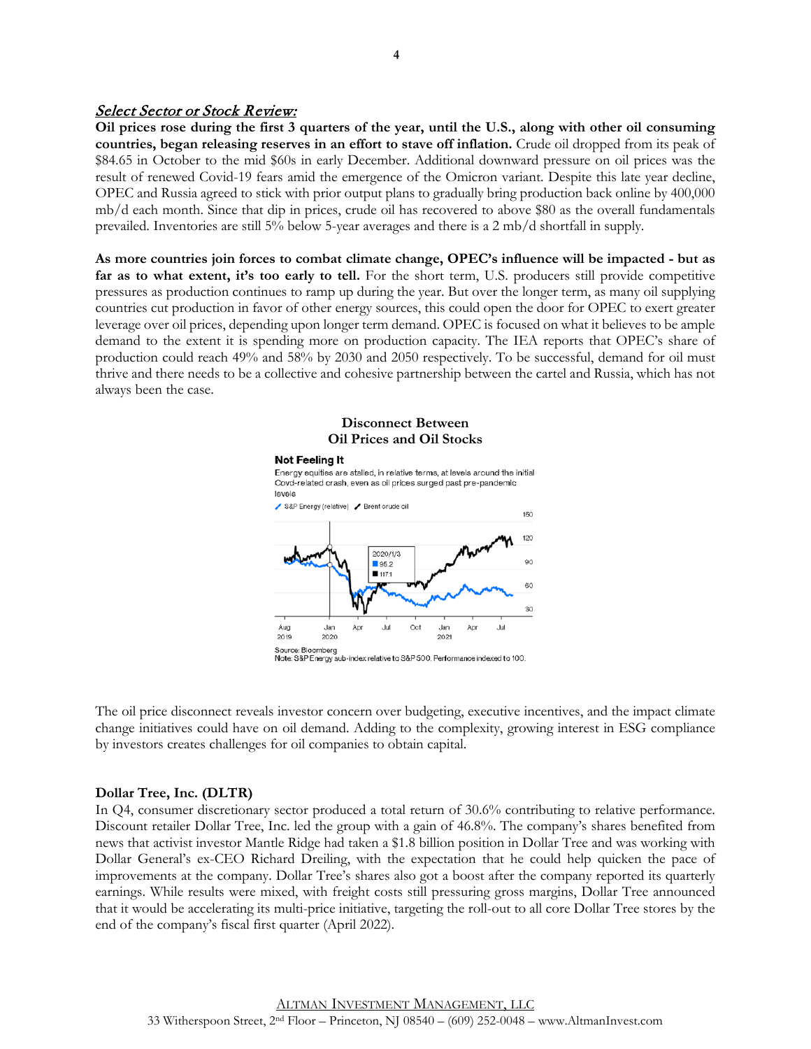## *Select Sector or Stock Review:*

**Oil prices rose during the first 3 quarters of the year, until the U.S., along with other oil consuming countries, began releasing reserves in an effort to stave off inflation.** Crude oil dropped from its peak of $84.65 in October to the mid $60s in early December. Additional downward pressure on oil prices was the result of renewed Covid-19 fears amid the emergence of the Omicron variant. Despite this late year decline, OPEC and Russia agreed to stick with prior output plans to gradually bring production back online by 400,000 mb/d each month. Since that dip in prices, crude oil has recovered to above $80 as the overall fundamentals prevailed. Inventories are still 5% below 5-year averages and there is a 2 mb/d shortfall in supply.

**As more countries join forces to combat climate change, OPEC's influence will be impacted - but as far as to what extent, it's too early to tell.** For the short term, U.S. producers still provide competitive pressures as production continues to ramp up during the year. But over the longer term, as many oil supplying countries cut production in favor of other energy sources, this could open the door for OPEC to exert greater leverage over oil prices, depending upon longer term demand. OPEC is focused on what it believes to be ample demand to the extent it is spending more on production capacity. The IEA reports that OPEC's share of production could reach 49% and 58% by 2030 and 2050 respectively. To be successful, demand for oil must thrive and there needs to be a collective and cohesive partnership between the cartel and Russia, which has not always been the case.

**Disconnect Between Oil Prices and Oil Stocks**

**Not Feeling It**

Energy equities are stalled, in relative terms, at levels around the initial Covd-related crash, even as oil prices surged past pre-pandemic levels

Source: Bloomberg
Note: S&P Energy sub-index relative to S&P 500. Performance indexed to 100.

The oil price disconnect reveals investor concern over budgeting, executive incentives, and the impact climate change initiatives could have on oil demand. Adding to the complexity, growing interest in ESG compliance by investors creates challenges for oil companies to obtain capital.

**Dollar Tree, Inc. (DLTR)**

In Q4, consumer discretionary sector produced a total return of 30.6% contributing to relative performance. Discount retailer Dollar Tree, Inc. led the group with a gain of 46.8%. The company's shares benefited from news that activist investor Mantle Ridge had taken a $1.8 billion position in Dollar Tree and was working with Dollar General's ex-CEO Richard Dreiling, with the expectation that he could help quicken the pace of improvements at the company. Dollar Tree's shares also got a boost after the company reported its quarterly earnings. While results were mixed, with freight costs still pressuring gross margins, Dollar Tree announced that it would be accelerating its multi-price initiative, targeting the roll-out to all core Dollar Tree stores by the end of the company's fiscal first quarter (April 2022).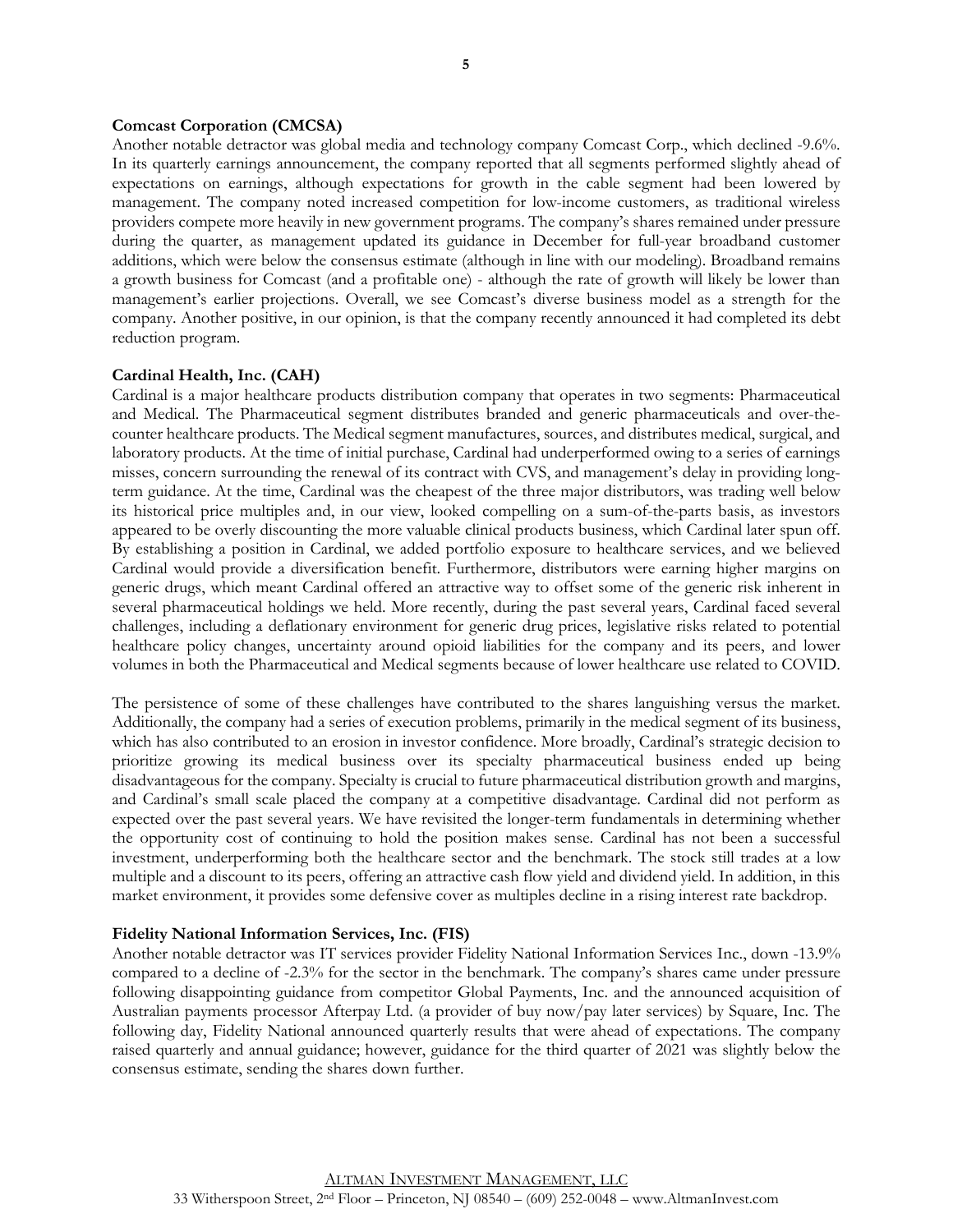**Comcast Corporation (CMCSA)**

Another notable detractor was global media and technology company Comcast Corp., which declined -9.6%. In its quarterly earnings announcement, the company reported that all segments performed slightly ahead of expectations on earnings, although expectations for growth in the cable segment had been lowered by management. The company noted increased competition for low-income customers, as traditional wireless providers compete more heavily in new government programs. The company's shares remained under pressure during the quarter, as management updated its guidance in December for full-year broadband customer additions, which were below the consensus estimate (although in line with our modeling). Broadband remains a growth business for Comcast (and a profitable one) - although the rate of growth will likely be lower than management's earlier projections. Overall, we see Comcast's diverse business model as a strength for the company. Another positive, in our opinion, is that the company recently announced it had completed its debt reduction program.

**Cardinal Health, Inc. (CAH)**

Cardinal is a major healthcare products distribution company that operates in two segments: Pharmaceutical and Medical. The Pharmaceutical segment distributes branded and generic pharmaceuticals and over-the-counter healthcare products. The Medical segment manufactures, sources, and distributes medical, surgical, and laboratory products. At the time of initial purchase, Cardinal had underperformed owing to a series of earnings misses, concern surrounding the renewal of its contract with CVS, and management's delay in providing long-term guidance. At the time, Cardinal was the cheapest of the three major distributors, was trading well below its historical price multiples and, in our view, looked compelling on a sum-of-the-parts basis, as investors appeared to be overly discounting the more valuable clinical products business, which Cardinal later spun off. By establishing a position in Cardinal, we added portfolio exposure to healthcare services, and we believed Cardinal would provide a diversification benefit. Furthermore, distributors were earning higher margins on generic drugs, which meant Cardinal offered an attractive way to offset some of the generic risk inherent in several pharmaceutical holdings we held. More recently, during the past several years, Cardinal faced several challenges, including a deflationary environment for generic drug prices, legislative risks related to potential healthcare policy changes, uncertainty around opioid liabilities for the company and its peers, and lower volumes in both the Pharmaceutical and Medical segments because of lower healthcare use related to COVID.

The persistence of some of these challenges have contributed to the shares languishing versus the market. Additionally, the company had a series of execution problems, primarily in the medical segment of its business, which has also contributed to an erosion in investor confidence. More broadly, Cardinal's strategic decision to prioritize growing its medical business over its specialty pharmaceutical business ended up being disadvantageous for the company. Specialty is crucial to future pharmaceutical distribution growth and margins, and Cardinal's small scale placed the company at a competitive disadvantage. Cardinal did not perform as expected over the past several years. We have revisited the longer-term fundamentals in determining whether the opportunity cost of continuing to hold the position makes sense. Cardinal has not been a successful investment, underperforming both the healthcare sector and the benchmark. The stock still trades at a low multiple and a discount to its peers, offering an attractive cash flow yield and dividend yield. In addition, in this market environment, it provides some defensive cover as multiples decline in a rising interest rate backdrop.

**Fidelity National Information Services, Inc. (FIS)**

Another notable detractor was IT services provider Fidelity National Information Services Inc., down -13.9% compared to a decline of -2.3% for the sector in the benchmark. The company's shares came under pressure following disappointing guidance from competitor Global Payments, Inc. and the announced acquisition of Australian payments processor Afterpay Ltd. (a provider of buy now/pay later services) by Square, Inc. The following day, Fidelity National announced quarterly results that were ahead of expectations. The company raised quarterly and annual guidance; however, guidance for the third quarter of 2021 was slightly below the consensus estimate, sending the shares down further.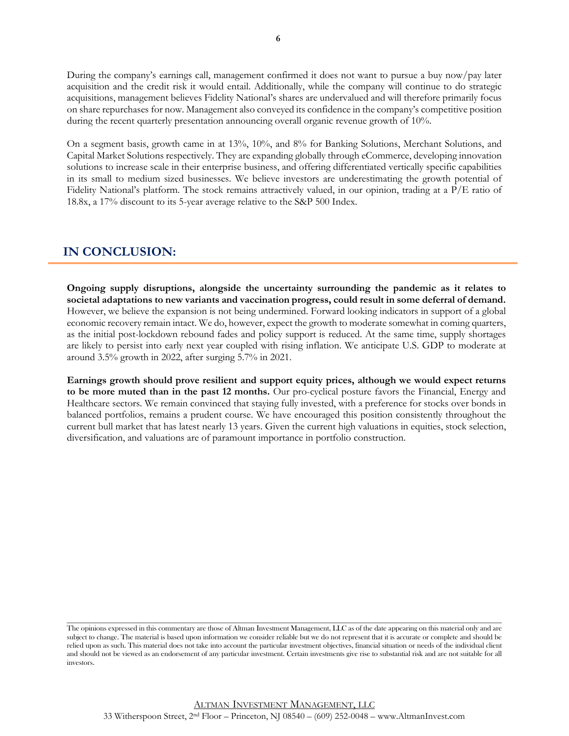During the company's earnings call, management confirmed it does not want to pursue a buy now/pay later acquisition and the credit risk it would entail. Additionally, while the company will continue to do strategic acquisitions, management believes Fidelity National's shares are undervalued and will therefore primarily focus on share repurchases for now. Management also conveyed its confidence in the company's competitive position during the recent quarterly presentation announcing overall organic revenue growth of 10%.

On a segment basis, growth came in at 13%, 10%, and 8% for Banking Solutions, Merchant Solutions, and Capital Market Solutions respectively. They are expanding globally through eCommerce, developing innovation solutions to increase scale in their enterprise business, and offering differentiated vertically specific capabilities in its small to medium sized businesses. We believe investors are underestimating the growth potential of Fidelity National's platform. The stock remains attractively valued, in our opinion, trading at a P/E ratio of 18.8x, a 17% discount to its 5-year average relative to the S&P 500 Index.

## IN CONCLUSION:

**Ongoing supply disruptions, alongside the uncertainty surrounding the pandemic as it relates to societal adaptations to new variants and vaccination progress, could result in some deferral of demand.** However, we believe the expansion is not being undermined. Forward looking indicators in support of a global economic recovery remain intact. We do, however, expect the growth to moderate somewhat in coming quarters, as the initial post-lockdown rebound fades and policy support is reduced. At the same time, supply shortages are likely to persist into early next year coupled with rising inflation. We anticipate U.S. GDP to moderate at around 3.5% growth in 2022, after surging 5.7% in 2021.

**Earnings growth should prove resilient and support equity prices, although we would expect returns to be more muted than in the past 12 months.** Our pro-cyclical posture favors the Financial, Energy and Healthcare sectors. We remain convinced that staying fully invested, with a preference for stocks over bonds in balanced portfolios, remains a prudent course. We have encouraged this position consistently throughout the current bull market that has latest nearly 13 years. Given the current high valuations in equities, stock selection, diversification, and valuations are of paramount importance in portfolio construction.

---

The opinions expressed in this commentary are those of Altman Investment Management, LLC as of the date appearing on this material only and are subject to change. The material is based upon information we consider reliable but we do not represent that it is accurate or complete and should be relied upon as such. This material does not take into account the particular investment objectives, financial situation or needs of the individual client and should not be viewed as an endorsement of any particular investment. Certain investments give rise to substantial risk and are not suitable for all investors.

ALTMAN INVESTMENT MANAGEMENT, LLC
33 Witherspoon Street, 2nd Floor – Princeton, NJ 08540 – (609) 252-0048 – www.AltmanInvest.com